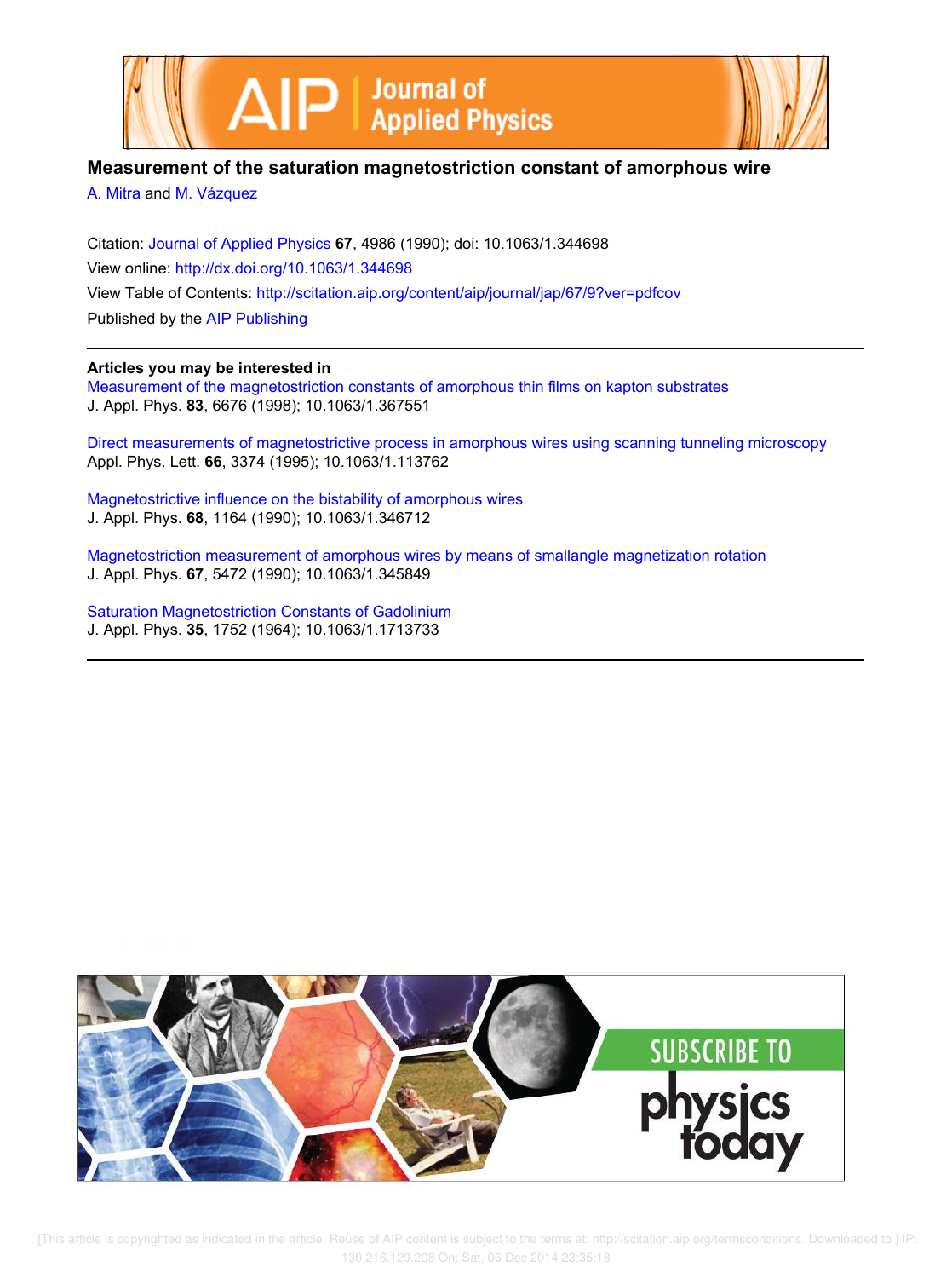# Measurement of the saturation magnetostriction constant of amorphous wire

A. Mitra and M. Vázquez

Citation: Journal of Applied Physics **67**, 4986 (1990); doi: 10.1063/1.344698

View online: http://dx.doi.org/10.1063/1.344698

View Table of Contents: http://scitation.aip.org/content/aip/journal/jap/67/9?ver=pdfcov

Published by the AIP Publishing

---

**Articles you may be interested in**

Measurement of the magnetostriction constants of amorphous thin films on kapton substrates
J. Appl. Phys. **83**, 6676 (1998); 10.1063/1.367551

Direct measurements of magnetostrictive process in amorphous wires using scanning tunneling microscopy
Appl. Phys. Lett. **66**, 3374 (1995); 10.1063/1.113762

Magnetostrictive influence on the bistability of amorphous wires
J. Appl. Phys. **68**, 1164 (1990); 10.1063/1.346712

Magnetostriction measurement of amorphous wires by means of smallangle magnetization rotation
J. Appl. Phys. **67**, 5472 (1990); 10.1063/1.345849

Saturation Magnetostriction Constants of Gadolinium
J. Appl. Phys. **35**, 1752 (1964); 10.1063/1.1713733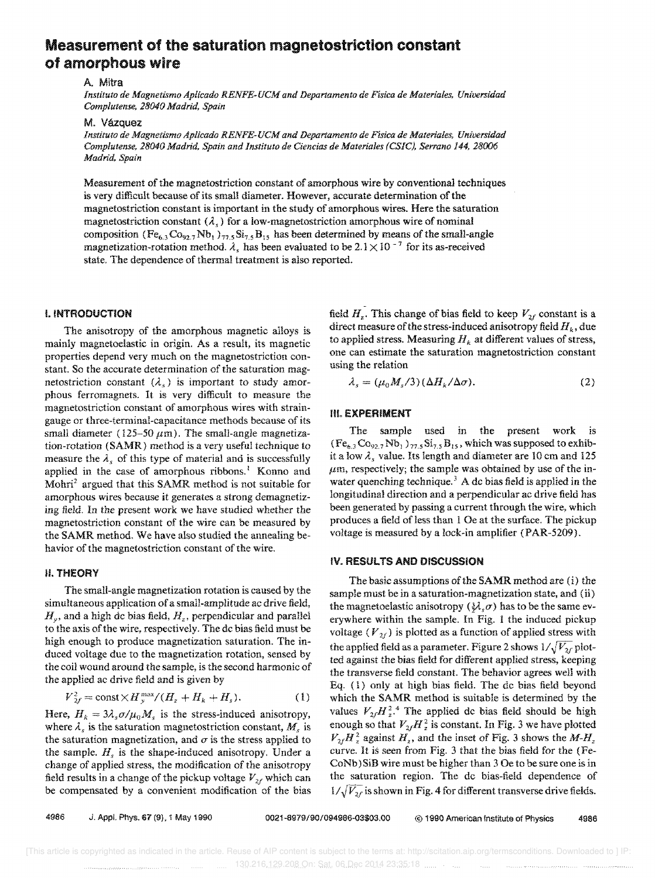# Measurement of the saturation magnetostriction constant of amorphous wire

A. Mitra

*Instituto de Magnetismo Aplicado RENFE-UCM and Departamento de Física de Materiales, Universidad Complutense, 28040 Madrid, Spain*

M. Vázquez

*Instituto de Magnetismo Aplicado RENFE-UCM and Departamento de Física de Materiales, Universidad Complutense, 28040 Madrid, Spain and Instituto de Ciencias de Materiales (CSIC), Serrano 144, 28006 Madrid, Spain*

Measurement of the magnetostriction constant of amorphous wire by conventional techniques is very difficult because of its small diameter. However, accurate determination of the magnetostriction constant is important in the study of amorphous wires. Here the saturation magnetostriction constant ($\lambda_s$) for a low-magnetostriction amorphous wire of nominal composition $(Fe_{6.3}Co_{92.7}Nb_1)_{77.5}Si_{7.5}B_{15}$ has been determined by means of the small-angle magnetization-rotation method. $\lambda_s$ has been evaluated to be $2.1\times10^{-7}$ for its as-received state. The dependence of thermal treatment is also reported.

## I. INTRODUCTION

The anisotropy of the amorphous magnetic alloys is mainly magnetoelastic in origin. As a result, its magnetic properties depend very much on the magnetostriction constant. So the accurate determination of the saturation magnetostriction constant ($\lambda_s$) is important to study amorphous ferromagnets. It is very difficult to measure the magnetostriction constant of amorphous wires with strain-gauge or three-terminal-capacitance methods because of its small diameter (125–50 $\mu$m). The small-angle magnetization-rotation (SAMR) method is a very useful technique to measure the $\lambda_s$ of this type of material and is successfully applied in the case of amorphous ribbons.[1] Konno and Mohri[2] argued that this SAMR method is not suitable for amorphous wires because it generates a strong demagnetizing field. In the present work we have studied whether the magnetostriction constant of the wire can be measured by the SAMR method. We have also studied the annealing behavior of the magnetostriction constant of the wire.

## II. THEORY

The small-angle magnetization rotation is caused by the simultaneous application of a small-amplitude ac drive field, $H_y$, and a high dc bias field, $H_z$, perpendicular and parallel to the axis of the wire, respectively. The dc bias field must be high enough to produce magnetization saturation. The induced voltage due to the magnetization rotation, sensed by the coil wound around the sample, is the second harmonic of the applied ac drive field and is given by

$$V_{2f}^2 = \text{const}\times H_y^{\max}/(H_z + H_k + H_s). \tag{1}$$

Here, $H_k = 3\lambda_s\sigma/\mu_0 M_s$ is the stress-induced anisotropy, where $\lambda_s$ is the saturation magnetostriction constant, $M_s$ is the saturation magnetization, and $\sigma$ is the stress applied to the sample. $H_s$ is the shape-induced anisotropy. Under a change of applied stress, the modification of the anisotropy field results in a change of the pickup voltage $V_{2f}$ which can be compensated by a convenient modification of the bias field $H_z$. This change of bias field to keep $V_{2f}$ constant is a direct measure of the stress-induced anisotropy field $H_k$, due to applied stress. Measuring $H_k$ at different values of stress, one can estimate the saturation magnetostriction constant using the relation

$$\lambda_s = (\mu_0 M_s/3)(\Delta H_k/\Delta\sigma). \tag{2}$$

## III. EXPERIMENT

The sample used in the present work is $(Fe_{6.3}Co_{92.7}Nb_1)_{77.5}Si_{7.5}B_{15}$, which was supposed to exhibit a low $\lambda_s$ value. Its length and diameter are 10 cm and 125 $\mu$m, respectively; the sample was obtained by use of the in-water quenching technique.[3] A dc bias field is applied in the longitudinal direction and a perpendicular ac drive field has been generated by passing a current through the wire, which produces a field of less than 1 Oe at the surface. The pickup voltage is measured by a lock-in amplifier (PAR-5209).

## IV. RESULTS AND DISCUSSION

The basic assumptions of the SAMR method are (i) the sample must be in a saturation-magnetization state, and (ii) the magnetoelastic anisotropy ($\frac{3}{2}\lambda_s\sigma$) has to be the same everywhere within the sample. In Fig. 1 the induced pickup voltage ($V_{2f}$) is plotted as a function of applied stress with the applied field as a parameter. Figure 2 shows $1/\sqrt{V_{2f}}$ plotted against the bias field for different applied stress, keeping the transverse field constant. The behavior agrees well with Eq. (1) only at high bias field. The dc bias field beyond which the SAMR method is suitable is determined by the values $V_{2f}H_z^2$.[4] The applied dc bias field should be high enough so that $V_{2f}H_z^2$ is constant. In Fig. 3 we have plotted $V_{2f}H_z^2$ against $H_z$, and the inset of Fig. 3 shows the $M$-$H_z$ curve. It is seen from Fig. 3 that the bias field for the (FeCoNb)SiB wire must be higher than 3 Oe to be sure one is in the saturation region. The dc bias-field dependence of $1/\sqrt{V_{2f}}$ is shown in Fig. 4 for different transverse drive fields.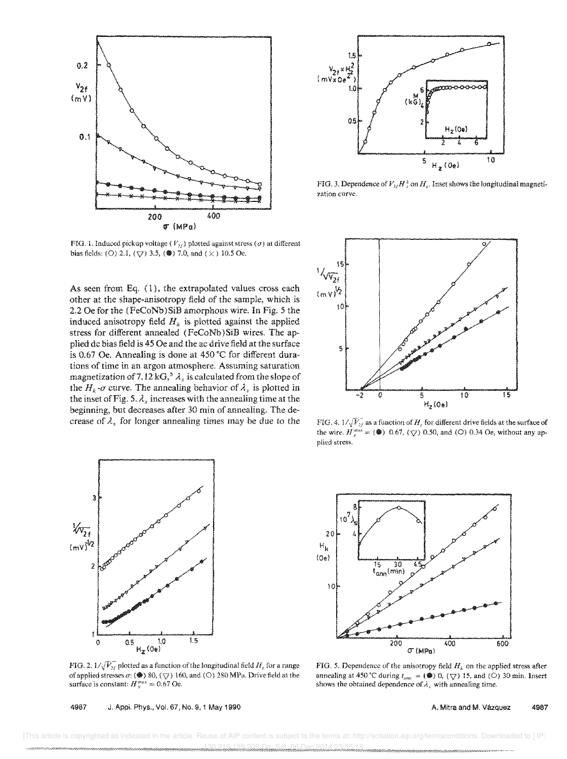FIG. 1. Induced pickup voltage ($V_{2f}$) plotted against stress ($\sigma$) at different bias fields: (○) 2.1, (▽) 3.5, (⊛) 7.0, and (×) 10.5 Oe.

As seen from Eq. (1), the extrapolated values cross each other at the shape-anisotropy field of the sample, which is 2.2 Oe for the (FeCoNb)SiB amorphous wire. In Fig. 5 the induced anisotropy field $H_k$ is plotted against the applied stress for different annealed (FeCoNb)SiB wires. The applied dc bias field is 45 Oe and the ac drive field at the surface is 0.67 Oe. Annealing is done at 450 °C for different durations of time in an argon atmosphere. Assuming saturation magnetization of 7.12 kG,[5] $\lambda_s$ is calculated from the slope of the $H_k$-$\sigma$ curve. The annealing behavior of $\lambda_s$ is plotted in the inset of Fig. 5. $\lambda_s$ increases with the annealing time at the beginning, but decreases after 30 min of annealing. The decrease of $\lambda_s$ for longer annealing times may be due to the

FIG. 2. $1/\sqrt{V_{2f}}$ plotted as a function of the longitudinal field $H_z$ for a range of applied stresses $\sigma$: (⊛) 80, (▽) 160, and (○) 280 MPa. Drive field at the surface is constant: $H_\varphi^{max} = 0.67$ Oe.

FIG. 3. Dependence of $V_{2f}H_z^2$ on $H_z$. Inset shows the longitudinal magnetization curve.

FIG. 4. $1/\sqrt{V_{2f}}$ as a function of $H_z$ for different drive fields at the surface of the wire. $H_\varphi^{max}$ = (⊛) 0.67, (▽) 0.50, and (○) 0.34 Oe, without any applied stress.

FIG. 5. Dependence of the anisotropy field $H_k$ on the applied stress after annealing at 450 °C during $t_{ann}$ = (⊛) 0, (▽) 15, and (○) 30 min. Insert shows the obtained dependence of $\lambda_s$ with annealing time.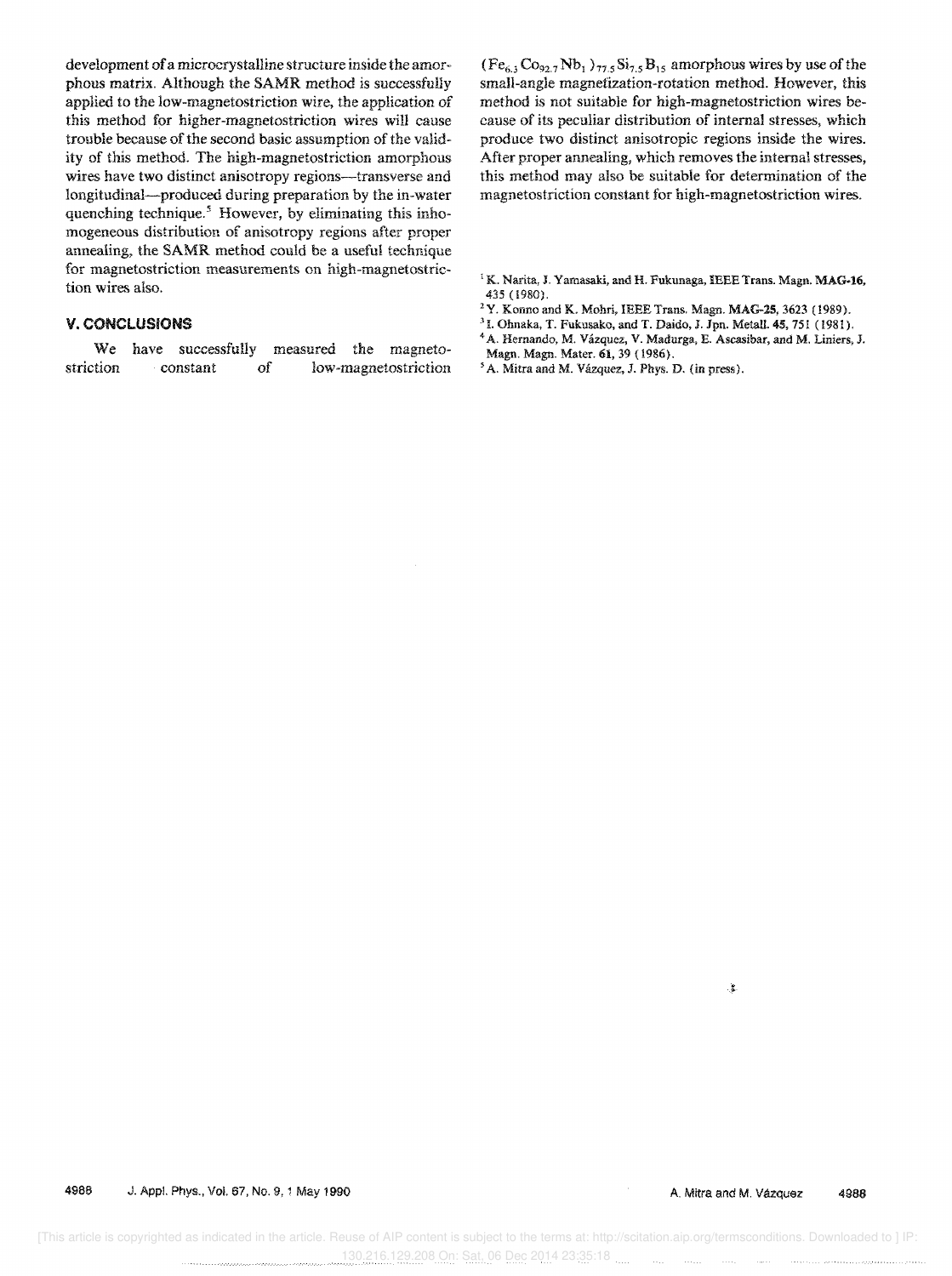development of a microcrystalline structure inside the amorphous matrix. Although the SAMR method is successfully applied to the low-magnetostriction wire, the application of this method for higher-magnetostriction wires will cause trouble because of the second basic assumption of the validity of this method. The high-magnetostriction amorphous wires have two distinct anisotropy regions—transverse and longitudinal—produced during preparation by the in-water quenching technique.[5] However, by eliminating this inhomogeneous distribution of anisotropy regions after proper annealing, the SAMR method could be a useful technique for magnetostriction measurements on high-magnetostriction wires also.

## V. CONCLUSIONS

We have successfully measured the magnetostriction constant of low-magnetostriction $(Fe_{6.3}Co_{92.7}Nb_1)_{77.5}Si_{7.5}B_{15}$ amorphous wires by use of the small-angle magnetization-rotation method. However, this method is not suitable for high-magnetostriction wires because of its peculiar distribution of internal stresses, which produce two distinct anisotropic regions inside the wires. After proper annealing, which removes the internal stresses, this method may also be suitable for determination of the magnetostriction constant for high-magnetostriction wires.

[1] K. Narita, J. Yamasaki, and H. Fukunaga, IEEE Trans. Magn. **MAG-16**, 435 (1980).

[2] Y. Konno and K. Mohri, IEEE Trans. Magn. **MAG-25**, 3623 (1989).

[3] I. Ohnaka, T. Fukusako, and T. Daido, J. Jpn. Metall. **45**, 751 (1981).

[4] A. Hernando, M. Vázquez, V. Madurga, E. Ascasibar, and M. Liniers, J. Magn. Magn. Mater. **61**, 39 (1986).

[5] A. Mitra and M. Vázquez, J. Phys. D. (in press).